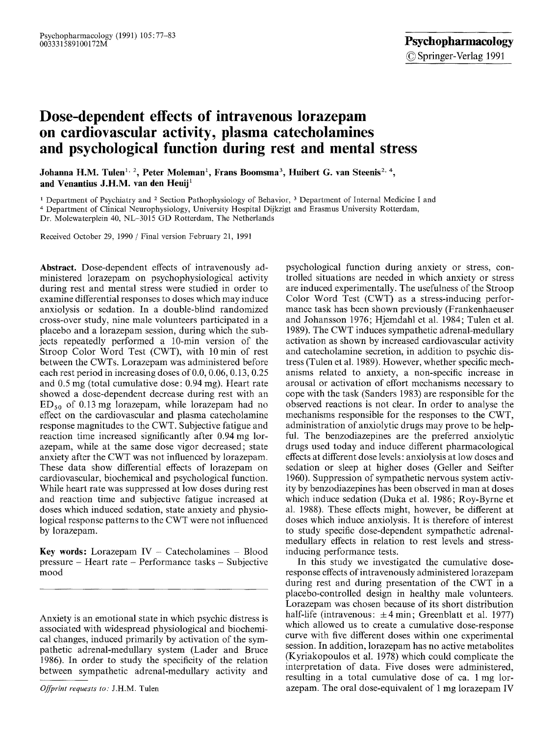# Dose-dependent effects of intravenous lorazepam on cardiovascular activity, plasma catecholamines and psychological function during rest and mental stress

**Johanna H.M. Tulen[1,2], Peter Moleman[1], Frans Boomsma[3], Huibert G. van Steenis[2,4], and Venantius J.H.M. van den Heuij[1]**

[1] Department of Psychiatry and [2] Section Pathophysiology of Behavior, [3] Department of Internal Medicine I and
[4] Department of Clinical Neurophysiology, University Hospital Dijkzigt and Erasmus University Rotterdam,
Dr. Molewaterplein 40, NL-3015 GD Rotterdam, The Netherlands

Received October 29, 1990 / Final version February 21, 1991

**Abstract.** Dose-dependent effects of intravenously administered lorazepam on psychophysiological activity during rest and mental stress were studied in order to examine differential responses to doses which may induce anxiolysis or sedation. In a double-blind randomized cross-over study, nine male volunteers participated in a placebo and a lorazepam session, during which the subjects repeatedly performed a 10-min version of the Stroop Color Word Test (CWT), with 10 min of rest between the CWTs. Lorazepam was administered before each rest period in increasing doses of 0.0, 0.06, 0.13, 0.25 and 0.5 mg (total cumulative dose: 0.94 mg). Heart rate showed a dose-dependent decrease during rest with an $ED_{50}$ of 0.13 mg lorazepam, while lorazepam had no effect on the cardiovascular and plasma catecholamine response magnitudes to the CWT. Subjective fatigue and reaction time increased significantly after 0.94 mg lorazepam, while at the same dose vigor decreased; state anxiety after the CWT was not influenced by lorazepam. These data show differential effects of lorazepam on cardiovascular, biochemical and psychological function. While heart rate was suppressed at low doses during rest and reaction time and subjective fatigue increased at doses which induced sedation, state anxiety and physiological response patterns to the CWT were not influenced by lorazepam.

**Key words:** Lorazepam IV – Catecholamines – Blood pressure – Heart rate – Performance tasks – Subjective mood

---

Anxiety is an emotional state in which psychic distress is associated with widespread physiological and biochemical changes, induced primarily by activation of the sympathetic adrenal-medullary system (Lader and Bruce 1986). In order to study the specificity of the relation between sympathetic adrenal-medullary activity and psychological function during anxiety or stress, controlled situations are needed in which anxiety or stress are induced experimentally. The usefulness of the Stroop Color Word Test (CWT) as a stress-inducing performance task has been shown previously (Frankenhaeuser and Johansson 1976; Hjemdahl et al. 1984; Tulen et al. 1989). The CWT induces sympathetic adrenal-medullary activation as shown by increased cardiovascular activity and catecholamine secretion, in addition to psychic distress (Tulen et al. 1989). However, whether specific mechanisms related to anxiety, a non-specific increase in arousal or activation of effort mechanisms necessary to cope with the task (Sanders 1983) are responsible for the observed reactions is not clear. In order to analyse the mechanisms responsible for the responses to the CWT, administration of anxiolytic drugs may prove to be helpful. The benzodiazepines are the preferred anxiolytic drugs used today and induce different pharmacological effects at different dose levels: anxiolysis at low doses and sedation or sleep at higher doses (Geller and Seifter 1960). Suppression of sympathetic nervous system activity by benzodiazepines has been observed in man at doses which induce sedation (Duka et al. 1986; Roy-Byrne et al. 1988). These effects might, however, be different at doses which induce anxiolysis. It is therefore of interest to study specific dose-dependent sympathetic adrenal-medullary effects in relation to rest levels and stress-inducing performance tests.

In this study we investigated the cumulative dose-response effects of intravenously administered lorazepam during rest and during presentation of the CWT in a placebo-controlled design in healthy male volunteers. Lorazepam was chosen because of its short distribution half-life (intravenous: ±4 min; Greenblatt et al. 1977) which allowed us to create a cumulative dose-response curve with five different doses within one experimental session. In addition, lorazepam has no active metabolites (Kyriakopoulos et al. 1978) which could complicate the interpretation of data. Five doses were administered, resulting in a total cumulative dose of ca. 1 mg lorazepam. The oral dose-equivalent of 1 mg lorazepam IV

*Offprint requests to:* J.H.M. Tulen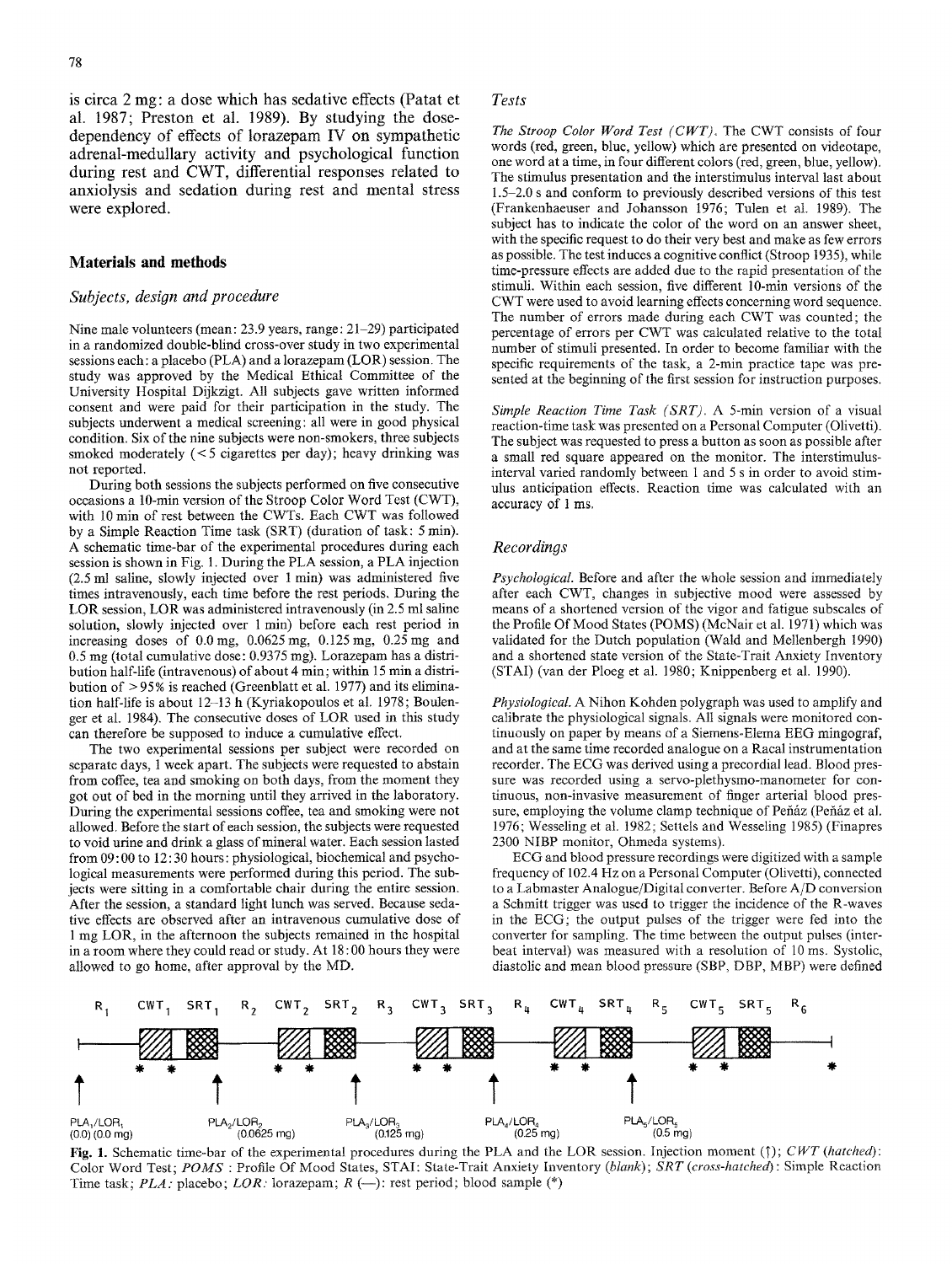is circa 2 mg: a dose which has sedative effects (Patat et al. 1987; Preston et al. 1989). By studying the dose-dependency of effects of lorazepam IV on sympathetic adrenal-medullary activity and psychological function during rest and CWT, differential responses related to anxiolysis and sedation during rest and mental stress were explored.

## Materials and methods

### Subjects, design and procedure

Nine male volunteers (mean: 23.9 years, range: 21–29) participated in a randomized double-blind cross-over study in two experimental sessions each: a placebo (PLA) and a lorazepam (LOR) session. The study was approved by the Medical Ethical Committee of the University Hospital Dijkzigt. All subjects gave written informed consent and were paid for their participation in the study. The subjects underwent a medical screening: all were in good physical condition. Six of the nine subjects were non-smokers, three subjects smoked moderately (< 5 cigarettes per day); heavy drinking was not reported.

During both sessions the subjects performed on five consecutive occasions a 10-min version of the Stroop Color Word Test (CWT), with 10 min of rest between the CWTs. Each CWT was followed by a Simple Reaction Time task (SRT) (duration of task: 5 min). A schematic time-bar of the experimental procedures during each session is shown in Fig. 1. During the PLA session, a PLA injection (2.5 ml saline, slowly injected over 1 min) was administered five times intravenously, each time before the rest periods. During the LOR session, LOR was administered intravenously (in 2.5 ml saline solution, slowly injected over 1 min) before each rest period in increasing doses of 0.0 mg, 0.0625 mg, 0.125 mg, 0.25 mg and 0.5 mg (total cumulative dose: 0.9375 mg). Lorazepam has a distribution half-life (intravenous) of about 4 min; within 15 min a distribution of > 95% is reached (Greenblatt et al. 1977) and its elimination half-life is about 12–13 h (Kyriakopoulos et al. 1978; Boulenger et al. 1984). The consecutive doses of LOR used in this study can therefore be supposed to induce a cumulative effect.

The two experimental sessions per subject were recorded on separate days, 1 week apart. The subjects were requested to abstain from coffee, tea and smoking on both days, from the moment they got out of bed in the morning until they arrived in the laboratory. During the experimental sessions coffee, tea and smoking were not allowed. Before the start of each session, the subjects were requested to void urine and drink a glass of mineral water. Each session lasted from 09:00 to 12:30 hours: physiological, biochemical and psychological measurements were performed during this period. The subjects were sitting in a comfortable chair during the entire session. After the session, a standard light lunch was served. Because sedative effects are observed after an intravenous cumulative dose of 1 mg LOR, in the afternoon the subjects remained in the hospital in a room where they could read or study. At 18:00 hours they were allowed to go home, after approval by the MD.

### Tests

*The Stroop Color Word Test (CWT).* The CWT consists of four words (red, green, blue, yellow) which are presented on videotape, one word at a time, in four different colors (red, green, blue, yellow). The stimulus presentation and the interstimulus interval last about 1.5–2.0 s and conform to previously described versions of this test (Frankenhaeuser and Johansson 1976; Tulen et al. 1989). The subject has to indicate the color of the word on an answer sheet, with the specific request to do their very best and make as few errors as possible. The test induces a cognitive conflict (Stroop 1935), while time-pressure effects are added due to the rapid presentation of the stimuli. Within each session, five different 10-min versions of the CWT were used to avoid learning effects concerning word sequence. The number of errors made during each CWT was counted; the percentage of errors per CWT was calculated relative to the total number of stimuli presented. In order to become familiar with the specific requirements of the task, a 2-min practice tape was presented at the beginning of the first session for instruction purposes.

*Simple Reaction Time Task (SRT).* A 5-min version of a visual reaction-time task was presented on a Personal Computer (Olivetti). The subject was requested to press a button as soon as possible after a small red square appeared on the monitor. The interstimulus-interval varied randomly between 1 and 5 s in order to avoid stimulus anticipation effects. Reaction time was calculated with an accuracy of 1 ms.

### Recordings

*Psychological.* Before and after the whole session and immediately after each CWT, changes in subjective mood were assessed by means of a shortened version of the vigor and fatigue subscales of the Profile Of Mood States (POMS) (McNair et al. 1971) which was validated for the Dutch population (Wald and Mellenbergh 1990) and a shortened state version of the State-Trait Anxiety Inventory (STAI) (van der Ploeg et al. 1980; Knippenberg et al. 1990).

*Physiological.* A Nihon Kohden polygraph was used to amplify and calibrate the physiological signals. All signals were monitored continuously on paper by means of a Siemens-Elema EEG mingograf, and at the same time recorded analogue on a Racal instrumentation recorder. The ECG was derived using a precordial lead. Blood pressure was recorded using a servo-plethysmo-manometer for continuous, non-invasive measurement of finger arterial blood pressure, employing the volume clamp technique of Peñáz (Peñáz et al. 1976; Wesseling et al. 1982; Settels and Wesseling 1985) (Finapres 2300 NIBP monitor, Ohmeda systems).

ECG and blood pressure recordings were digitized with a sample frequency of 102.4 Hz on a Personal Computer (Olivetti), connected to a Labmaster Analogue/Digital converter. Before A/D conversion a Schmitt trigger was used to trigger the incidence of the R-waves in the ECG; the output pulses of the trigger were fed into the converter for sampling. The time between the output pulses (interbeat interval) was measured with a resolution of 10 ms. Systolic, diastolic and mean blood pressure (SBP, DBP, MBP) were defined

**Fig. 1.** Schematic time-bar of the experimental procedures during the PLA and the LOR session. Injection moment (↑); *CWT* (*hatched*): Color Word Test; *POMS* : Profile Of Mood States, STAI: State-Trait Anxiety Inventory (*blank*); *SRT* (*cross-hatched*): Simple Reaction Time task; *PLA*: placebo; *LOR*: lorazepam; *R* (—): rest period; blood sample (*)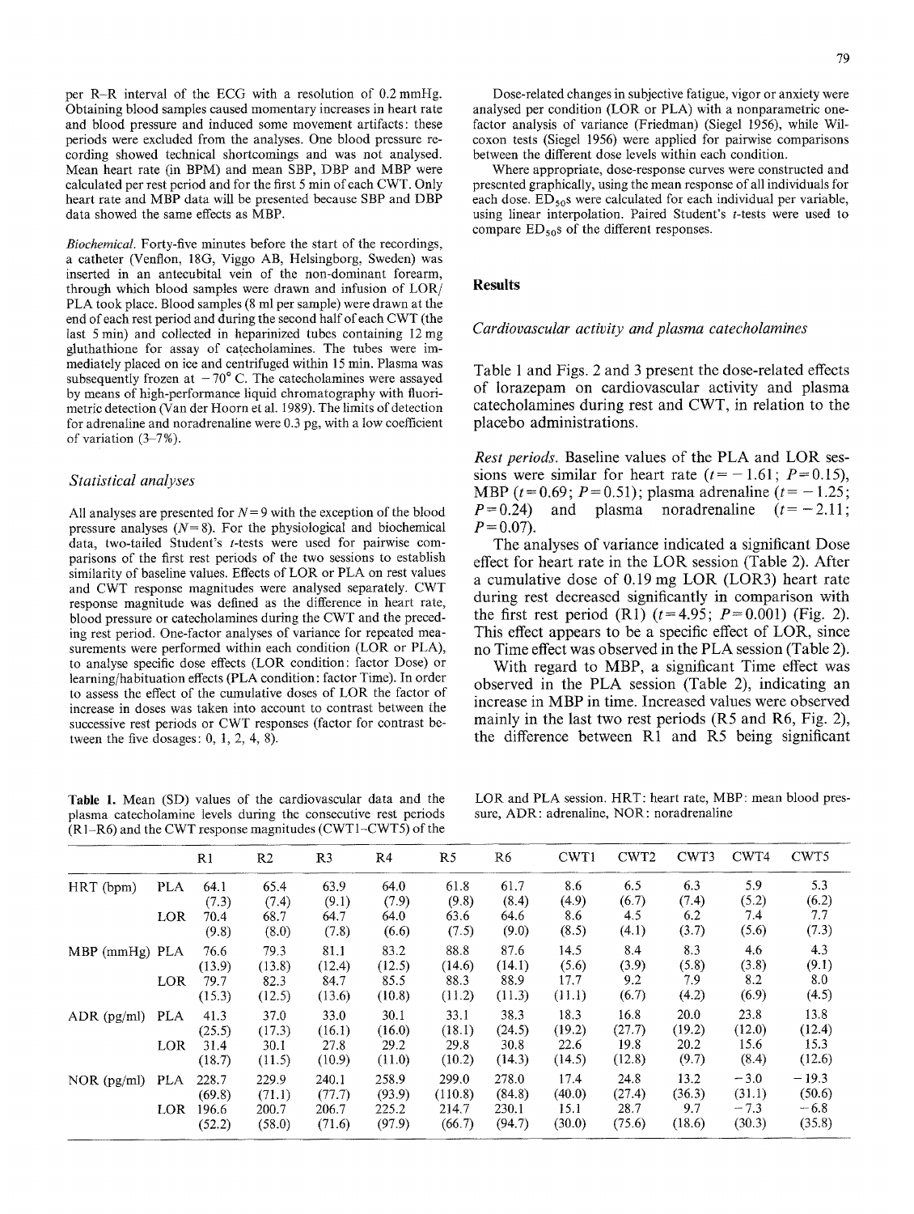per R–R interval of the ECG with a resolution of 0.2 mmHg. Obtaining blood samples caused momentary increases in heart rate and blood pressure and induced some movement artifacts: these periods were excluded from the analyses. One blood pressure recording showed technical shortcomings and was not analysed. Mean heart rate (in BPM) and mean SBP, DBP and MBP were calculated per rest period and for the first 5 min of each CWT. Only heart rate and MBP data will be presented because SBP and DBP data showed the same effects as MBP.

*Biochemical.* Forty-five minutes before the start of the recordings, a catheter (Venflon, 18G, Viggo AB, Helsingborg, Sweden) was inserted in an antecubital vein of the non-dominant forearm, through which blood samples were drawn and infusion of LOR/PLA took place. Blood samples (8 ml per sample) were drawn at the end of each rest period and during the second half of each CWT (the last 5 min) and collected in heparinized tubes containing 12 mg gluthathione for assay of catecholamines. The tubes were immediately placed on ice and centrifuged within 15 min. Plasma was subsequently frozen at $-70°$ C. The catecholamines were assayed by means of high-performance liquid chromatography with fluorimetric detection (Van der Hoorn et al. 1989). The limits of detection for adrenaline and noradrenaline were 0.3 pg, with a low coefficient of variation (3–7%).

### Statistical analyses

All analyses are presented for $N=9$ with the exception of the blood pressure analyses ($N=8$). For the physiological and biochemical data, two-tailed Student's *t*-tests were used for pairwise comparisons of the first rest periods of the two sessions to establish similarity of baseline values. Effects of LOR or PLA on rest values and CWT response magnitudes were analysed separately. CWT response magnitude was defined as the difference in heart rate, blood pressure or catecholamines during the CWT and the preceding rest period. One-factor analyses of variance for repeated measurements were performed within each condition (LOR or PLA), to analyse specific dose effects (LOR condition: factor Dose) or learning/habituation effects (PLA condition: factor Time). In order to assess the effect of the cumulative doses of LOR the factor of increase in doses was taken into account to contrast between the successive rest periods or CWT responses (factor for contrast between the five dosages: 0, 1, 2, 4, 8).

Dose-related changes in subjective fatigue, vigor or anxiety were analysed per condition (LOR or PLA) with a nonparametric one-factor analysis of variance (Friedman) (Siegel 1956), while Wilcoxon tests (Siegel 1956) were applied for pairwise comparisons between the different dose levels within each condition.

Where appropriate, dose-response curves were constructed and presented graphically, using the mean response of all individuals for each dose. $ED_{50}$s were calculated for each individual per variable, using linear interpolation. Paired Student's *t*-tests were used to compare $ED_{50}$s of the different responses.

## Results

### Cardiovascular activity and plasma catecholamines

Table 1 and Figs. 2 and 3 present the dose-related effects of lorazepam on cardiovascular activity and plasma catecholamines during rest and CWT, in relation to the placebo administrations.

*Rest periods.* Baseline values of the PLA and LOR sessions were similar for heart rate ($t=-1.61$; $P=0.15$), MBP ($t=0.69$; $P=0.51$); plasma adrenaline ($t=-1.25$; $P=0.24$) and plasma noradrenaline ($t=-2.11$; $P=0.07$).

The analyses of variance indicated a significant Dose effect for heart rate in the LOR session (Table 2). After a cumulative dose of 0.19 mg LOR (LOR3) heart rate during rest decreased significantly in comparison with the first rest period (R1) ($t=4.95$; $P=0.001$) (Fig. 2). This effect appears to be a specific effect of LOR, since no Time effect was observed in the PLA session (Table 2).

With regard to MBP, a significant Time effect was observed in the PLA session (Table 2), indicating an increase in MBP in time. Increased values were observed mainly in the last two rest periods (R5 and R6, Fig. 2), the difference between R1 and R5 being significant

**Table 1.** Mean (SD) values of the cardiovascular data and the plasma catecholamine levels during the consecutive rest periods (R1–R6) and the CWT response magnitudes (CWT1–CWT5) of the LOR and PLA session. HRT: heart rate, MBP: mean blood pressure, ADR: adrenaline, NOR: noradrenaline

| | | R1 | R2 | R3 | R4 | R5 | R6 | CWT1 | CWT2 | CWT3 | CWT4 | CWT5 |
|---|---|---|---|---|---|---|---|---|---|---|---|---|
| HRT (bpm) | PLA | 64.1 | 65.4 | 63.9 | 64.0 | 61.8 | 61.7 | 8.6 | 6.5 | 6.3 | 5.9 | 5.3 |
| | | (7.3) | (7.4) | (9.1) | (7.9) | (9.8) | (8.4) | (4.9) | (6.7) | (7.4) | (5.2) | (6.2) |
| | LOR | 70.4 | 68.7 | 64.7 | 64.0 | 63.6 | 64.6 | 8.6 | 4.5 | 6.2 | 7.4 | 7.7 |
| | | (9.8) | (8.0) | (7.8) | (6.6) | (7.5) | (9.0) | (8.5) | (4.1) | (3.7) | (5.6) | (7.3) |
| MBP (mmHg) | PLA | 76.6 | 79.3 | 81.1 | 83.2 | 88.8 | 87.6 | 14.5 | 8.4 | 8.3 | 4.6 | 4.3 |
| | | (13.9) | (13.8) | (12.4) | (12.5) | (14.6) | (14.1) | (5.6) | (3.9) | (5.8) | (3.8) | (9.1) |
| | LOR | 79.7 | 82.3 | 84.7 | 85.5 | 88.3 | 88.9 | 17.7 | 9.2 | 7.9 | 8.2 | 8.0 |
| | | (15.3) | (12.5) | (13.6) | (10.8) | (11.2) | (11.3) | (11.1) | (6.7) | (4.2) | (6.9) | (4.5) |
| ADR (pg/ml) | PLA | 41.3 | 37.0 | 33.0 | 30.1 | 33.1 | 38.3 | 18.3 | 16.8 | 20.0 | 23.8 | 13.8 |
| | | (25.5) | (17.3) | (16.1) | (16.0) | (18.1) | (24.5) | (19.2) | (27.7) | (19.2) | (12.0) | (12.4) |
| | LOR | 31.4 | 30.1 | 27.8 | 29.2 | 29.8 | 30.8 | 22.6 | 19.8 | 20.2 | 15.6 | 15.3 |
| | | (18.7) | (11.5) | (10.9) | (11.0) | (10.2) | (14.3) | (14.5) | (12.8) | (9.7) | (8.4) | (12.6) |
| NOR (pg/ml) | PLA | 228.7 | 229.9 | 240.1 | 258.9 | 299.0 | 278.0 | 17.4 | 24.8 | 13.2 | −3.0 | −19.3 |
| | | (69.8) | (71.1) | (77.7) | (93.9) | (110.8) | (84.8) | (40.0) | (27.4) | (36.3) | (31.1) | (50.6) |
| | LOR | 196.6 | 200.7 | 206.7 | 225.2 | 214.7 | 230.1 | 15.1 | 28.7 | 9.7 | −7.3 | −6.8 |
| | | (52.2) | (58.0) | (71.6) | (97.9) | (66.7) | (94.7) | (30.0) | (75.6) | (18.6) | (30.3) | (35.8) |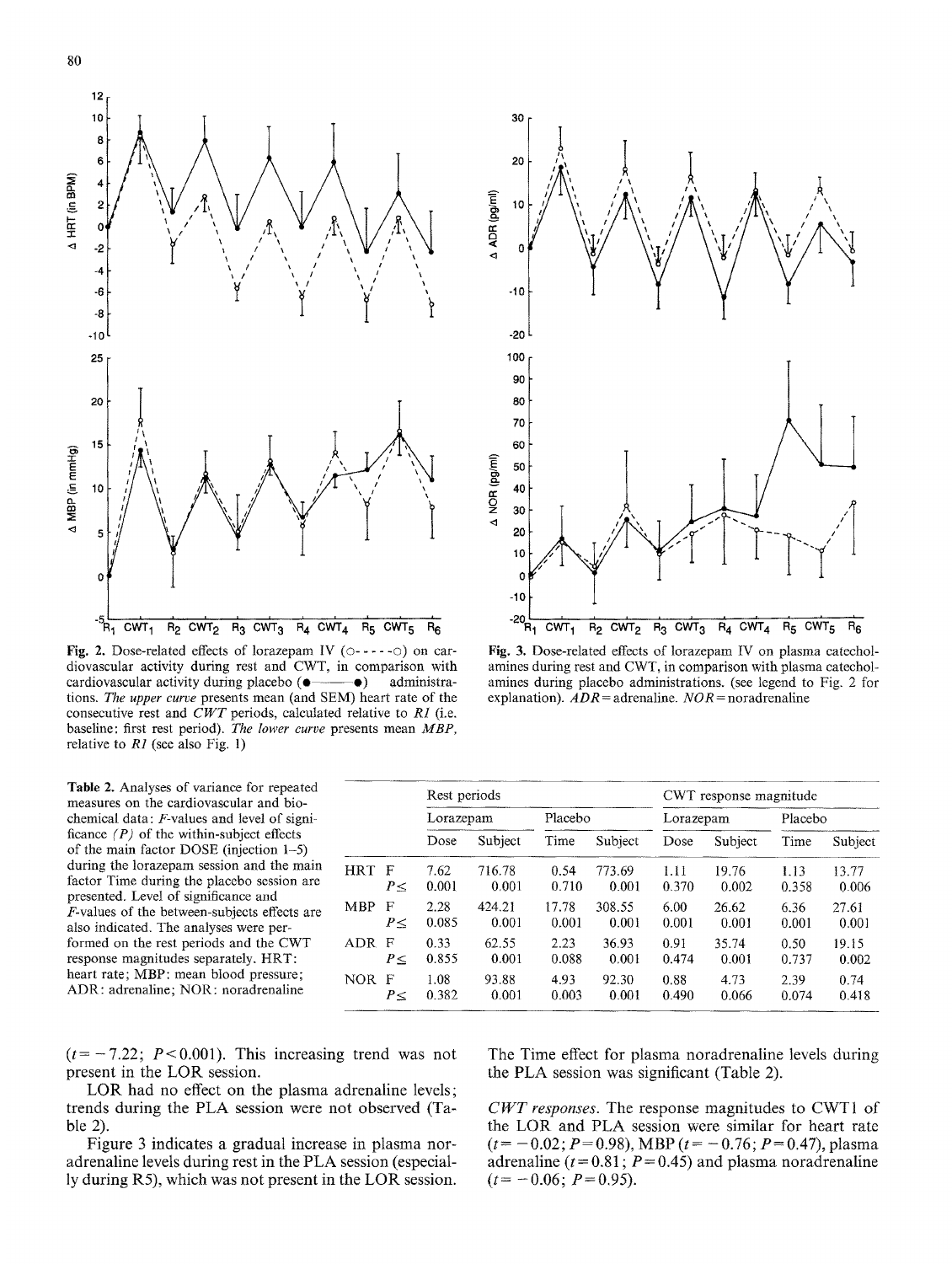Fig. 2. Dose-related effects of lorazepam IV (○- - - - -○) on cardiovascular activity during rest and CWT, in comparison with cardiovascular activity during placebo (●———●) administrations. *The upper curve* presents mean (and SEM) heart rate of the consecutive rest and *CWT* periods, calculated relative to *R1* (i.e. baseline: first rest period). *The lower curve* presents mean *MBP*, relative to *R1* (see also Fig. 1)

Fig. 3. Dose-related effects of lorazepam IV on plasma catecholamines during rest and CWT, in comparison with plasma catecholamines during placebo administrations. (see legend to Fig. 2 for explanation). *ADR* = adrenaline. *NOR* = noradrenaline

Table 2. Analyses of variance for repeated measures on the cardiovascular and biochemical data: *F*-values and level of significance *(P)* of the within-subject effects of the main factor DOSE (injection 1–5) during the lorazepam session and the main factor Time during the placebo session are presented. Level of significance and *F*-values of the between-subjects effects are also indicated. The analyses were performed on the rest periods and the CWT response magnitudes separately. HRT: heart rate; MBP: mean blood pressure; ADR: adrenaline; NOR: noradrenaline

| | | Rest periods | | | | CWT response magnitude | | | |
|---|---|---|---|---|---|---|---|---|---|
| | | Lorazepam | | Placebo | | Lorazepam | | Placebo | |
| | | Dose | Subject | Time | Subject | Dose | Subject | Time | Subject |
| HRT | F | 7.62 | 716.78 | 0.54 | 773.69 | 1.11 | 19.76 | 1.13 | 13.77 |
| | $P \leq$ | 0.001 | 0.001 | 0.710 | 0.001 | 0.370 | 0.002 | 0.358 | 0.006 |
| MBP | F | 2.28 | 424.21 | 17.78 | 308.55 | 6.00 | 26.62 | 6.36 | 27.61 |
| | $P \leq$ | 0.085 | 0.001 | 0.001 | 0.001 | 0.001 | 0.001 | 0.001 | 0.001 |
| ADR | F | 0.33 | 62.55 | 2.23 | 36.93 | 0.91 | 35.74 | 0.50 | 19.15 |
| | $P \leq$ | 0.855 | 0.001 | 0.088 | 0.001 | 0.474 | 0.001 | 0.737 | 0.002 |
| NOR | F | 1.08 | 93.88 | 4.93 | 92.30 | 0.88 | 4.73 | 2.39 | 0.74 |
| | $P \leq$ | 0.382 | 0.001 | 0.003 | 0.001 | 0.490 | 0.066 | 0.074 | 0.418 |

($t = -7.22$; $P < 0.001$). This increasing trend was not present in the LOR session.

LOR had no effect on the plasma adrenaline levels; trends during the PLA session were not observed (Table 2).

Figure 3 indicates a gradual increase in plasma noradrenaline levels during rest in the PLA session (especially during R5), which was not present in the LOR session. The Time effect for plasma noradrenaline levels during the PLA session was significant (Table 2).

*CWT responses.* The response magnitudes to CWT1 of the LOR and PLA session were similar for heart rate ($t = -0.02$; $P = 0.98$), MBP ($t = -0.76$; $P = 0.47$), plasma adrenaline ($t = 0.81$; $P = 0.45$) and plasma noradrenaline ($t = -0.06$; $P = 0.95$).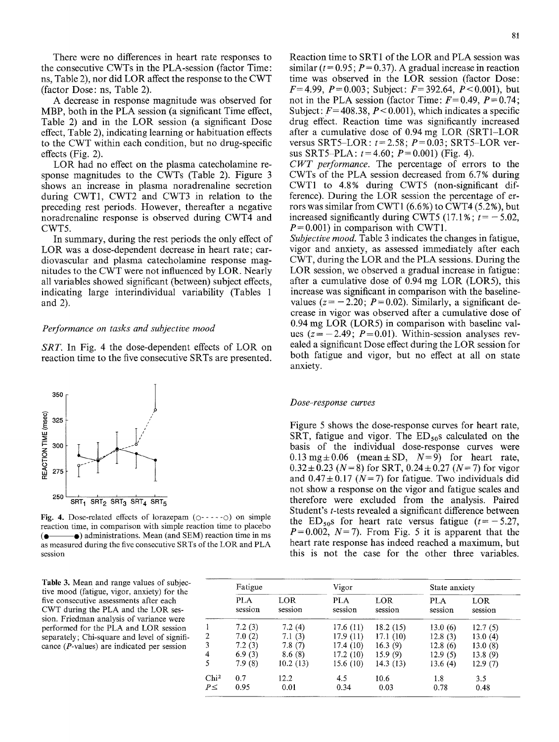There were no differences in heart rate responses to the consecutive CWTs in the PLA-session (factor Time: ns, Table 2), nor did LOR affect the response to the CWT (factor Dose: ns, Table 2).

A decrease in response magnitude was observed for MBP, both in the PLA session (a significant Time effect, Table 2) and in the LOR session (a significant Dose effect, Table 2), indicating learning or habituation effects to the CWT within each condition, but no drug-specific effects (Fig. 2).

LOR had no effect on the plasma catecholamine response magnitudes to the CWTs (Table 2). Figure 3 shows an increase in plasma noradrenaline secretion during CWT1, CWT2 and CWT3 in relation to the preceding rest periods. However, thereafter a negative noradrenaline response is observed during CWT4 and CWT5.

In summary, during the rest periods the only effect of LOR was a dose-dependent decrease in heart rate; cardiovascular and plasma catecholamine response magnitudes to the CWT were not influenced by LOR. Nearly all variables showed significant (between) subject effects, indicating large interindividual variability (Tables 1 and 2).

### *Performance on tasks and subjective mood*

*SRT.* In Fig. 4 the dose-dependent effects of LOR on reaction time to the five consecutive SRTs are presented.

**Fig. 4.** Dose-related effects of lorazepam (o- - - -o) on simple reaction time, in comparison with simple reaction time to placebo (•——•) administrations. Mean (and SEM) reaction time in ms as measured during the five consecutive SRTs of the LOR and PLA session

Reaction time to SRT1 of the LOR and PLA session was similar ($t = 0.95$; $P = 0.37$). A gradual increase in reaction time was observed in the LOR session (factor Dose: $F = 4.99$, $P = 0.003$; Subject: $F = 392.64$, $P < 0.001$), but not in the PLA session (factor Time: $F = 0.49$, $P = 0.74$; Subject: $F = 408.38$, $P < 0.001$), which indicates a specific drug effect. Reaction time was significantly increased after a cumulative dose of 0.94 mg LOR (SRT1–LOR versus SRT5–LOR: $t = 2.58$; $P = 0.03$; SRT5–LOR versus SRT5–PLA: $t = 4.60$; $P = 0.001$) (Fig. 4).

*CWT performance.* The percentage of errors to the CWTs of the PLA session decreased from 6.7% during CWT1 to 4.8% during CWT5 (non-significant difference). During the LOR session the percentage of errors was similar from CWT1 (6.6%) to CWT4 (5.2%), but increased significantly during CWT5 (17.1%; $t = -5.02$, $P = 0.001$) in comparison with CWT1.

*Subjective mood.* Table 3 indicates the changes in fatigue, vigor and anxiety, as assessed immediately after each CWT, during the LOR and the PLA sessions. During the LOR session, we observed a gradual increase in fatigue: after a cumulative dose of 0.94 mg LOR (LOR5), this increase was significant in comparison with the baseline-values ($z = -2.20$; $P = 0.02$). Similarly, a significant decrease in vigor was observed after a cumulative dose of 0.94 mg LOR (LOR5) in comparison with baseline values ($z = -2.49$; $P = 0.01$). Within-session analyses revealed a significant Dose effect during the LOR session for both fatigue and vigor, but no effect at all on state anxiety.

### *Dose-response curves*

Figure 5 shows the dose-response curves for heart rate, SRT, fatigue and vigor. The $ED_{50}$s calculated on the basis of the individual dose-response curves were $0.13 \text{ mg} \pm 0.06$ (mean ± SD, $N = 9$) for heart rate, $0.32 \pm 0.23$ ($N = 8$) for SRT, $0.24 \pm 0.27$ ($N = 7$) for vigor and $0.47 \pm 0.17$ ($N = 7$) for fatigue. Two individuals did not show a response on the vigor and fatigue scales and therefore were excluded from the analysis. Paired Student's *t*-tests revealed a significant difference between the $ED_{50}$s for heart rate versus fatigue ($t = -5.27$, $P = 0.002$, $N = 7$). From Fig. 5 it is apparent that the heart rate response has indeed reached a maximum, but this is not the case for the other three variables.

**Table 3.** Mean and range values of subjective mood (fatigue, vigor, anxiety) for the five consecutive assessments after each CWT during the PLA and the LOR session. Friedman analysis of variance were performed for the PLA and LOR session separately; Chi-square and level of significance (*P*-values) are indicated per session

| | Fatigue | | Vigor | | State anxiety | |
|---|---|---|---|---|---|---|
| | PLA session | LOR session | PLA session | LOR session | PLA session | LOR session |
| 1 | 7.2 (3) | 7.2 (4) | 17.6 (11) | 18.2 (15) | 13.0 (6) | 12.7 (5) |
| 2 | 7.0 (2) | 7.1 (3) | 17.9 (11) | 17.1 (10) | 12.8 (3) | 13.0 (4) |
| 3 | 7.2 (3) | 7.8 (7) | 17.4 (10) | 16.3 (9) | 12.8 (6) | 13.0 (8) |
| 4 | 6.9 (3) | 8.6 (8) | 17.2 (10) | 15.9 (9) | 12.9 (5) | 13.8 (9) |
| 5 | 7.9 (8) | 10.2 (13) | 15.6 (10) | 14.3 (13) | 13.6 (4) | 12.9 (7) |
| $Chi^2$ | 0.7 | 12.2 | 4.5 | 10.6 | 1.8 | 3.5 |
| $P \leq$ | 0.95 | 0.01 | 0.34 | 0.03 | 0.78 | 0.48 |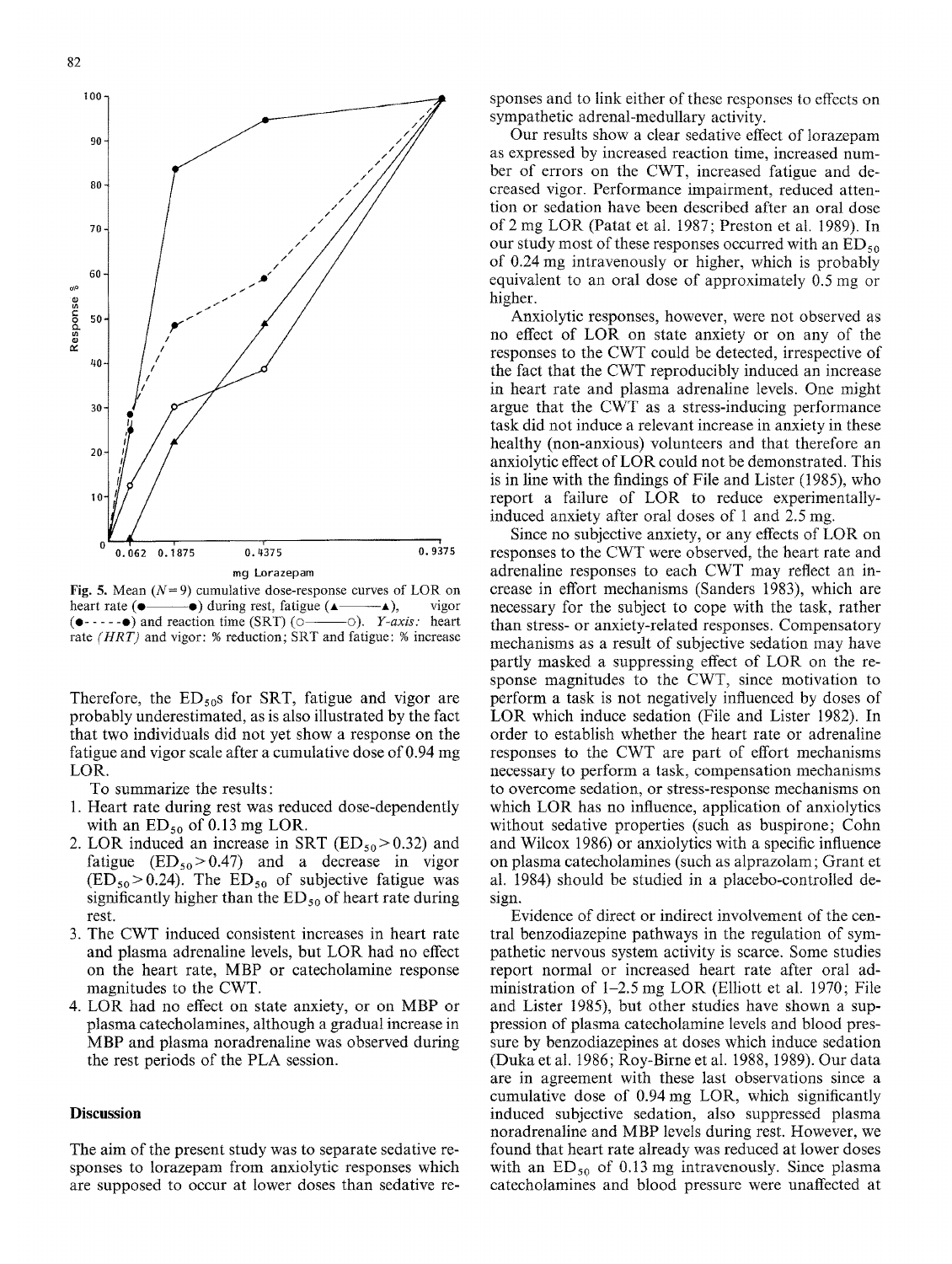Fig. 5. Mean ($N = 9$) cumulative dose-response curves of LOR on heart rate (●——●) during rest, fatigue (▲——▲), vigor (●- - - -●) and reaction time (SRT) (○——○). *Y-axis:* heart rate *(HRT)* and vigor: % reduction; SRT and fatigue: % increase

Therefore, the $ED_{50}$s for SRT, fatigue and vigor are probably underestimated, as is also illustrated by the fact that two individuals did not yet show a response on the fatigue and vigor scale after a cumulative dose of 0.94 mg LOR.

To summarize the results:

1. Heart rate during rest was reduced dose-dependently with an $ED_{50}$ of 0.13 mg LOR.
2. LOR induced an increase in SRT ($ED_{50} > 0.32$) and fatigue ($ED_{50} > 0.47$) and a decrease in vigor ($ED_{50} > 0.24$). The $ED_{50}$ of subjective fatigue was significantly higher than the $ED_{50}$ of heart rate during rest.
3. The CWT induced consistent increases in heart rate and plasma adrenaline levels, but LOR had no effect on the heart rate, MBP or catecholamine response magnitudes to the CWT.
4. LOR had no effect on state anxiety, or on MBP or plasma catecholamines, although a gradual increase in MBP and plasma noradrenaline was observed during the rest periods of the PLA session.

## Discussion

The aim of the present study was to separate sedative responses to lorazepam from anxiolytic responses which are supposed to occur at lower doses than sedative responses and to link either of these responses to effects on sympathetic adrenal-medullary activity.

Our results show a clear sedative effect of lorazepam as expressed by increased reaction time, increased number of errors on the CWT, increased fatigue and decreased vigor. Performance impairment, reduced attention or sedation have been described after an oral dose of 2 mg LOR (Patat et al. 1987; Preston et al. 1989). In our study most of these responses occurred with an $ED_{50}$ of 0.24 mg intravenously or higher, which is probably equivalent to an oral dose of approximately 0.5 mg or higher.

Anxiolytic responses, however, were not observed as no effect of LOR on state anxiety or on any of the responses to the CWT could be detected, irrespective of the fact that the CWT reproducibly induced an increase in heart rate and plasma adrenaline levels. One might argue that the CWT as a stress-inducing performance task did not induce a relevant increase in anxiety in these healthy (non-anxious) volunteers and that therefore an anxiolytic effect of LOR could not be demonstrated. This is in line with the findings of File and Lister (1985), who report a failure of LOR to reduce experimentally-induced anxiety after oral doses of 1 and 2.5 mg.

Since no subjective anxiety, or any effects of LOR on responses to the CWT were observed, the heart rate and adrenaline responses to each CWT may reflect an increase in effort mechanisms (Sanders 1983), which are necessary for the subject to cope with the task, rather than stress- or anxiety-related responses. Compensatory mechanisms as a result of subjective sedation may have partly masked a suppressing effect of LOR on the response magnitudes to the CWT, since motivation to perform a task is not negatively influenced by doses of LOR which induce sedation (File and Lister 1982). In order to establish whether the heart rate or adrenaline responses to the CWT are part of effort mechanisms necessary to perform a task, compensation mechanisms to overcome sedation, or stress-response mechanisms on which LOR has no influence, application of anxiolytics without sedative properties (such as buspirone; Cohn and Wilcox 1986) or anxiolytics with a specific influence on plasma catecholamines (such as alprazolam; Grant et al. 1984) should be studied in a placebo-controlled design.

Evidence of direct or indirect involvement of the central benzodiazepine pathways in the regulation of sympathetic nervous system activity is scarce. Some studies report normal or increased heart rate after oral administration of 1–2.5 mg LOR (Elliott et al. 1970; File and Lister 1985), but other studies have shown a suppression of plasma catecholamine levels and blood pressure by benzodiazepines at doses which induce sedation (Duka et al. 1986; Roy-Birne et al. 1988, 1989). Our data are in agreement with these last observations since a cumulative dose of 0.94 mg LOR, which significantly induced subjective sedation, also suppressed plasma noradrenaline and MBP levels during rest. However, we found that heart rate already was reduced at lower doses with an $ED_{50}$ of 0.13 mg intravenously. Since plasma catecholamines and blood pressure were unaffected at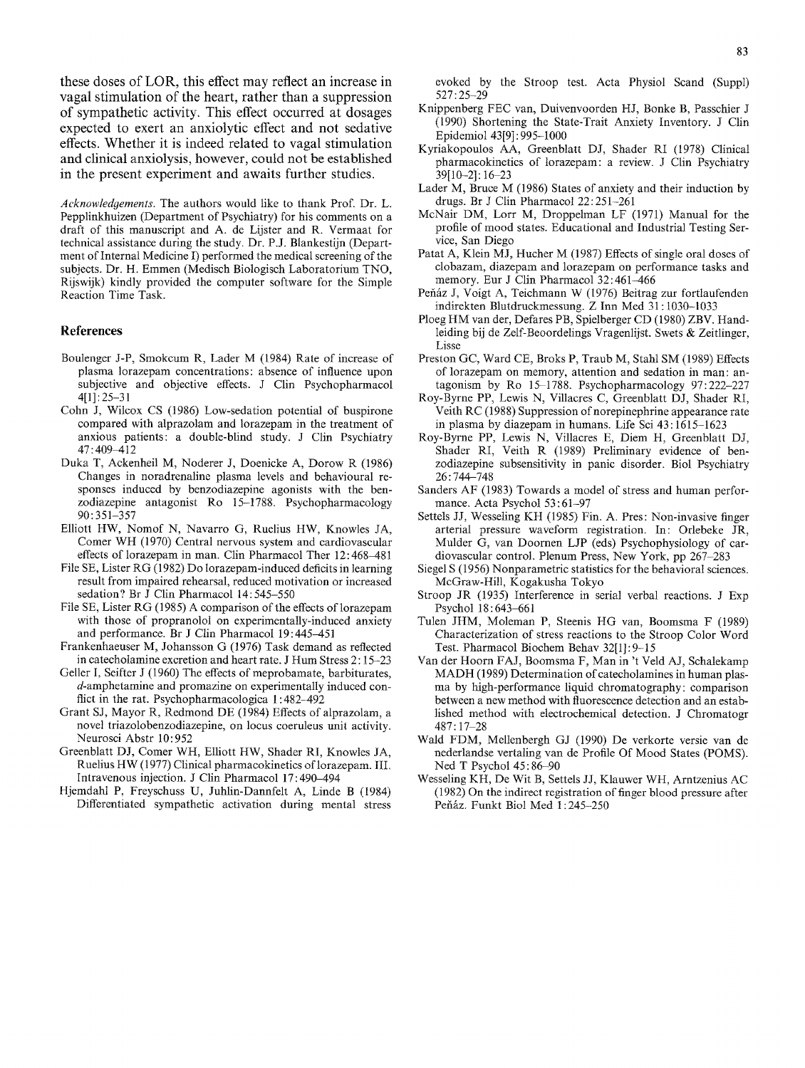these doses of LOR, this effect may reflect an increase in vagal stimulation of the heart, rather than a suppression of sympathetic activity. This effect occurred at dosages expected to exert an anxiolytic effect and not sedative effects. Whether it is indeed related to vagal stimulation and clinical anxiolysis, however, could not be established in the present experiment and awaits further studies.

*Acknowledgements.* The authors would like to thank Prof. Dr. L. Pepplinkhuizen (Department of Psychiatry) for his comments on a draft of this manuscript and A. de Lijster and R. Vermaat for technical assistance during the study. Dr. P.J. Blankestijn (Department of Internal Medicine I) performed the medical screening of the subjects. Dr. H. Emmen (Medisch Biologisch Laboratorium TNO, Rijswijk) kindly provided the computer software for the Simple Reaction Time Task.

## References

Boulenger J-P, Smokcum R, Lader M (1984) Rate of increase of plasma lorazepam concentrations: absence of influence upon subjective and objective effects. J Clin Psychopharmacol 4[1]:25–31

Cohn J, Wilcox CS (1986) Low-sedation potential of buspirone compared with alprazolam and lorazepam in the treatment of anxious patients: a double-blind study. J Clin Psychiatry 47:409–412

Duka T, Ackenheil M, Noderer J, Doenicke A, Dorow R (1986) Changes in noradrenaline plasma levels and behavioural responses induced by benzodiazepine agonists with the benzodiazepine antagonist Ro 15–1788. Psychopharmacology 90:351–357

Elliott HW, Nomof N, Navarro G, Ruelius HW, Knowles JA, Comer WH (1970) Central nervous system and cardiovascular effects of lorazepam in man. Clin Pharmacol Ther 12:468–481

File SE, Lister RG (1982) Do lorazepam-induced deficits in learning result from impaired rehearsal, reduced motivation or increased sedation? Br J Clin Pharmacol 14:545–550

File SE, Lister RG (1985) A comparison of the effects of lorazepam with those of propranolol on experimentally-induced anxiety and performance. Br J Clin Pharmacol 19:445–451

Frankenhaeuser M, Johansson G (1976) Task demand as reflected in catecholamine excretion and heart rate. J Hum Stress 2:15–23

Geller I, Seifter J (1960) The effects of meprobamate, barbiturates, *d*-amphetamine and promazine on experimentally induced conflict in the rat. Psychopharmacologica 1:482–492

Grant SJ, Mayor R, Redmond DE (1984) Effects of alprazolam, a novel triazolobenzodiazepine, on locus coeruleus unit activity. Neurosci Abstr 10:952

Greenblatt DJ, Comer WH, Elliott HW, Shader RI, Knowles JA, Ruelius HW (1977) Clinical pharmacokinetics of lorazepam. III. Intravenous injection. J Clin Pharmacol 17:490–494

Hjemdahl P, Freyschuss U, Juhlin-Dannfelt A, Linde B (1984) Differentiated sympathetic activation during mental stress evoked by the Stroop test. Acta Physiol Scand (Suppl) 527:25–29

Knippenberg FEC van, Duivenvoorden HJ, Bonke B, Passchier J (1990) Shortening the State-Trait Anxiety Inventory. J Clin Epidemiol 43[9]:995–1000

Kyriakopoulos AA, Greenblatt DJ, Shader RI (1978) Clinical pharmacokinetics of lorazepam: a review. J Clin Psychiatry 39[10–2]:16–23

Lader M, Bruce M (1986) States of anxiety and their induction by drugs. Br J Clin Pharmacol 22:251–261

McNair DM, Lorr M, Droppelman LF (1971) Manual for the profile of mood states. Educational and Industrial Testing Service, San Diego

Patat A, Klein MJ, Hucher M (1987) Effects of single oral doses of clobazam, diazepam and lorazepam on performance tasks and memory. Eur J Clin Pharmacol 32:461–466

Peňáz J, Voigt A, Teichmann W (1976) Beitrag zur fortlaufenden indirekten Blutdruckmessung. Z Inn Med 31:1030–1033

Ploeg HM van der, Defares PB, Spielberger CD (1980) ZBV. Handleiding bij de Zelf-Beoordelings Vragenlijst. Swets & Zeitlinger, Lisse

Preston GC, Ward CE, Broks P, Traub M, Stahl SM (1989) Effects of lorazepam on memory, attention and sedation in man: antagonism by Ro 15–1788. Psychopharmacology 97:222–227

Roy-Byrne PP, Lewis N, Villacres C, Greenblatt DJ, Shader RI, Veith RC (1988) Suppression of norepinephrine appearance rate in plasma by diazepam in humans. Life Sci 43:1615–1623

Roy-Byrne PP, Lewis N, Villacres E, Diem H, Greenblatt DJ, Shader RI, Veith R (1989) Preliminary evidence of benzodiazepine subsensitivity in panic disorder. Biol Psychiatry 26:744–748

Sanders AF (1983) Towards a model of stress and human performance. Acta Psychol 53:61–97

Settels JJ, Wesseling KH (1985) Fin. A. Pres: Non-invasive finger arterial pressure waveform registration. In: Orlebeke JR, Mulder G, van Doornen LJP (eds) Psychophysiology of cardiovascular control. Plenum Press, New York, pp 267–283

Siegel S (1956) Nonparametric statistics for the behavioral sciences. McGraw-Hill, Kogakusha Tokyo

Stroop JR (1935) Interference in serial verbal reactions. J Exp Psychol 18:643–661

Tulen JHM, Moleman P, Steenis HG van, Boomsma F (1989) Characterization of stress reactions to the Stroop Color Word Test. Pharmacol Biochem Behav 32[1]:9–15

Van der Hoorn FAJ, Boomsma F, Man in 't Veld AJ, Schalekamp MADH (1989) Determination of catecholamines in human plasma by high-performance liquid chromatography: comparison between a new method with fluorescence detection and an established method with electrochemical detection. J Chromatogr 487:17–28

Wald FDM, Mellenbergh GJ (1990) De verkorte versie van de nederlandse vertaling van de Profile Of Mood States (POMS). Ned T Psychol 45:86–90

Wesseling KH, De Wit B, Settels JJ, Klauwer WH, Arntzenius AC (1982) On the indirect registration of finger blood pressure after Peňáz. Funkt Biol Med 1:245–250